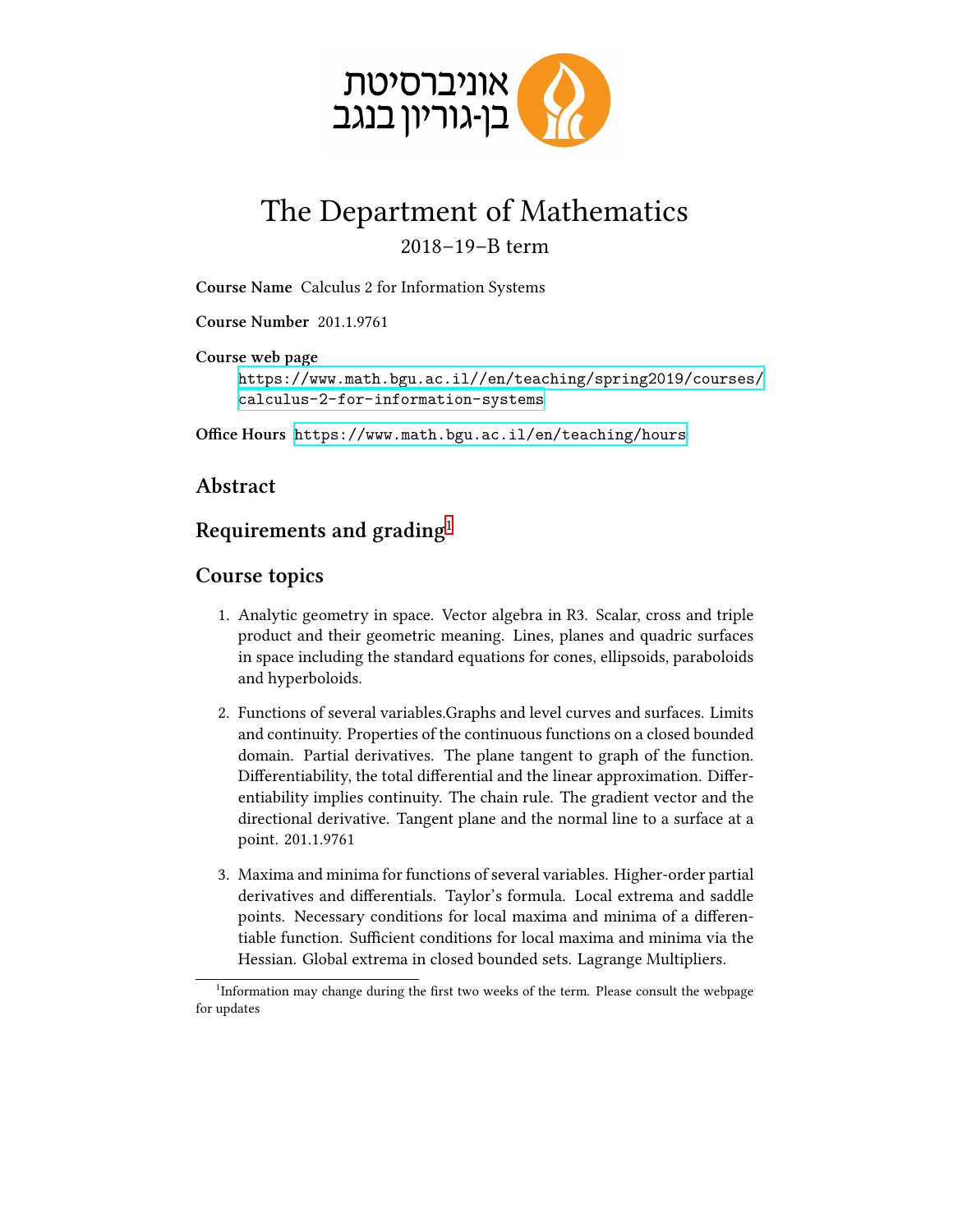אוניברסיטת
בן-גוריון בנגב

# The Department of Mathematics

2018–19–B term

**Course Name** Calculus 2 for Information Systems

**Course Number** 201.1.9761

**Course web page**
https://www.math.bgu.ac.il//en/teaching/spring2019/courses/calculus-2-for-information-systems

**Office Hours** https://www.math.bgu.ac.il/en/teaching/hours

## Abstract

## Requirements and grading[1]

## Course topics

1. Analytic geometry in space. Vector algebra in R3. Scalar, cross and triple product and their geometric meaning. Lines, planes and quadric surfaces in space including the standard equations for cones, ellipsoids, paraboloids and hyperboloids.

2. Functions of several variables.Graphs and level curves and surfaces. Limits and continuity. Properties of the continuous functions on a closed bounded domain. Partial derivatives. The plane tangent to graph of the function. Differentiability, the total differential and the linear approximation. Differentiability implies continuity. The chain rule. The gradient vector and the directional derivative. Tangent plane and the normal line to a surface at a point. 201.1.9761

3. Maxima and minima for functions of several variables. Higher-order partial derivatives and differentials. Taylor's formula. Local extrema and saddle points. Necessary conditions for local maxima and minima of a differentiable function. Sufficient conditions for local maxima and minima via the Hessian. Global extrema in closed bounded sets. Lagrange Multipliers.

[1] Information may change during the first two weeks of the term. Please consult the webpage for updates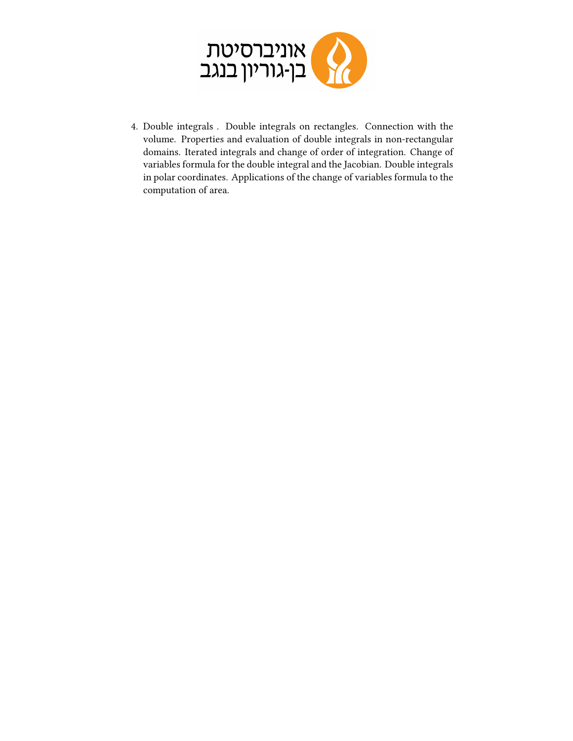4. Double integrals . Double integrals on rectangles. Connection with the volume. Properties and evaluation of double integrals in non-rectangular domains. Iterated integrals and change of order of integration. Change of variables formula for the double integral and the Jacobian. Double integrals in polar coordinates. Applications of the change of variables formula to the computation of area.